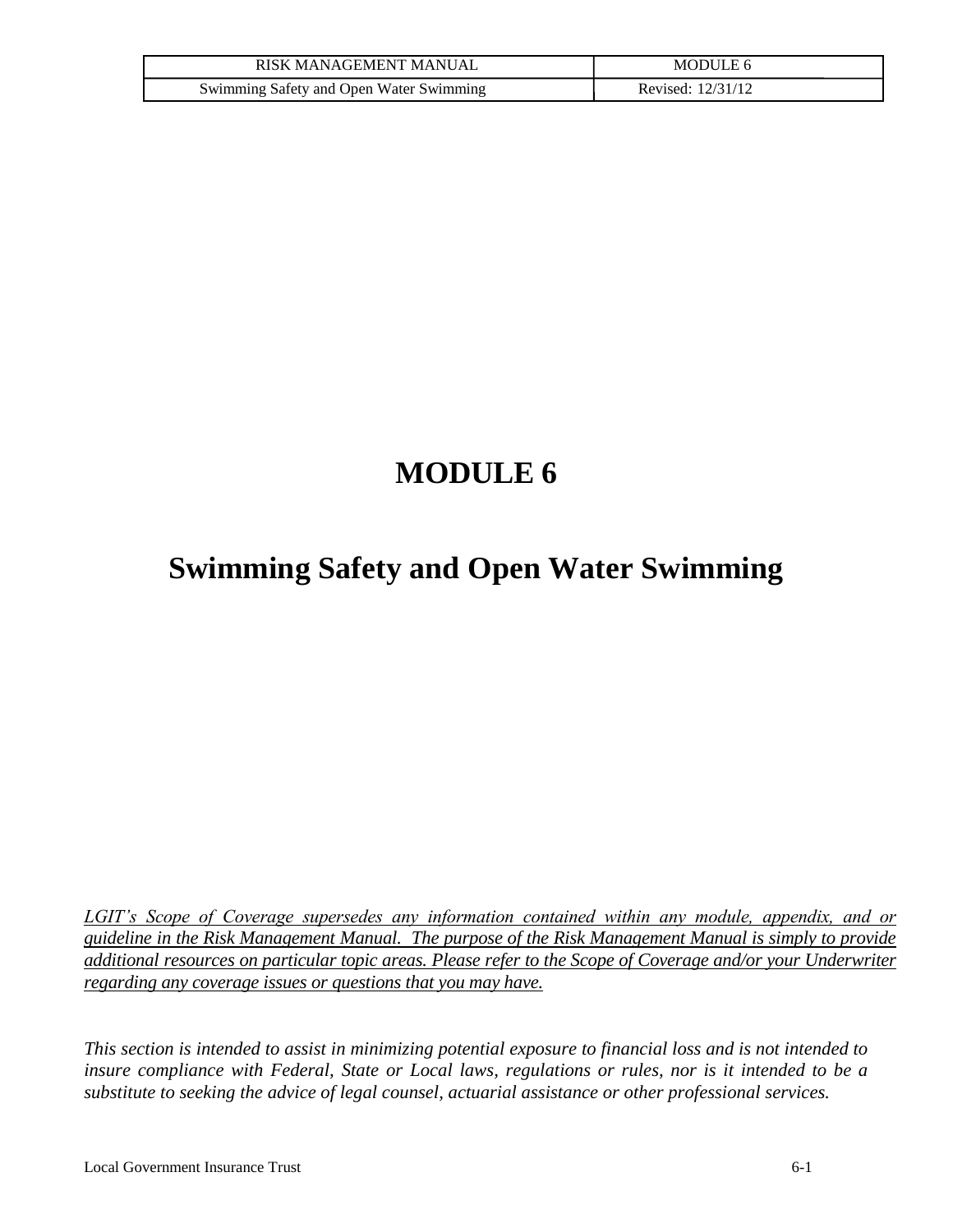# MODULE 6

# Swimming Safety and Open Water Swimming

*LGIT's Scope of Coverage supersedes any information contained within any module, appendix, and or guideline in the Risk Management Manual. The purpose of the Risk Management Manual is simply to provide additional resources on particular topic areas. Please refer to the Scope of Coverage and/or your Underwriter regarding any coverage issues or questions that you may have.*

*This section is intended to assist in minimizing potential exposure to financial loss and is not intended to insure compliance with Federal, State or Local laws, regulations or rules, nor is it intended to be a substitute to seeking the advice of legal counsel, actuarial assistance or other professional services.*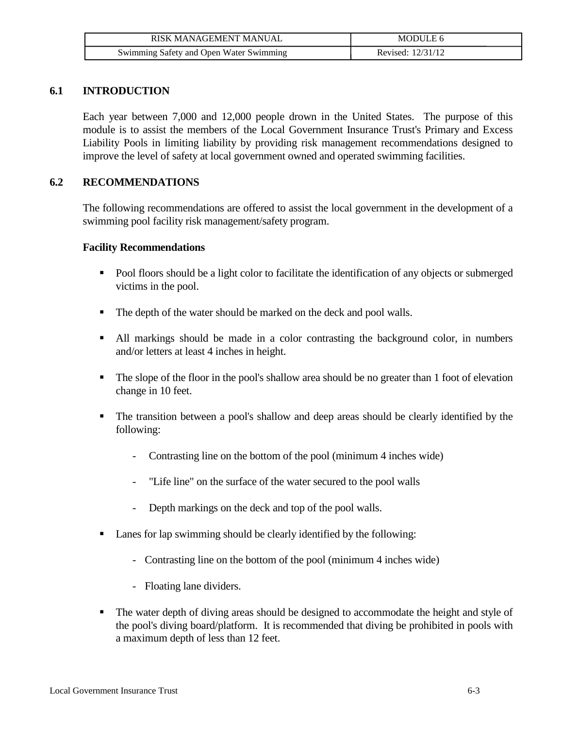## 6.1 INTRODUCTION

Each year between 7,000 and 12,000 people drown in the United States. The purpose of this module is to assist the members of the Local Government Insurance Trust's Primary and Excess Liability Pools in limiting liability by providing risk management recommendations designed to improve the level of safety at local government owned and operated swimming facilities.

## 6.2 RECOMMENDATIONS

The following recommendations are offered to assist the local government in the development of a swimming pool facility risk management/safety program.

**Facility Recommendations**

- Pool floors should be a light color to facilitate the identification of any objects or submerged victims in the pool.
- The depth of the water should be marked on the deck and pool walls.
- All markings should be made in a color contrasting the background color, in numbers and/or letters at least 4 inches in height.
- The slope of the floor in the pool's shallow area should be no greater than 1 foot of elevation change in 10 feet.
- The transition between a pool's shallow and deep areas should be clearly identified by the following:
  - Contrasting line on the bottom of the pool (minimum 4 inches wide)
  - "Life line" on the surface of the water secured to the pool walls
  - Depth markings on the deck and top of the pool walls.
- Lanes for lap swimming should be clearly identified by the following:
  - Contrasting line on the bottom of the pool (minimum 4 inches wide)
  - Floating lane dividers.
- The water depth of diving areas should be designed to accommodate the height and style of the pool's diving board/platform. It is recommended that diving be prohibited in pools with a maximum depth of less than 12 feet.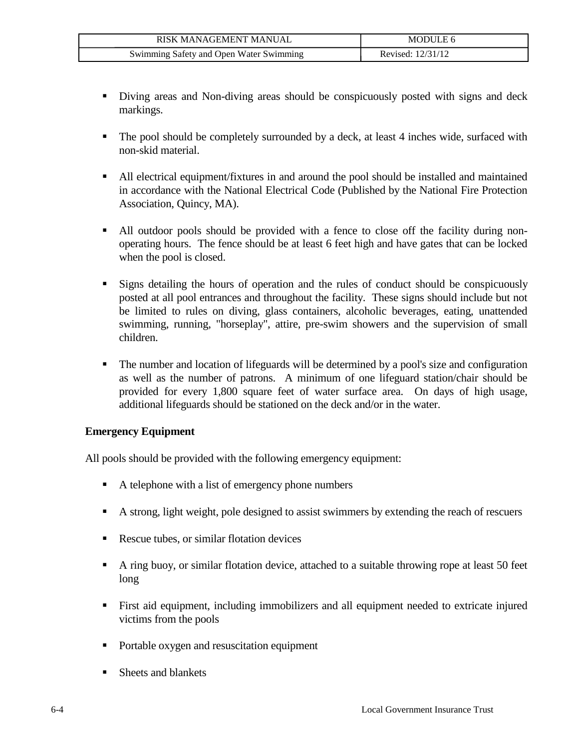- Diving areas and Non-diving areas should be conspicuously posted with signs and deck markings.

- The pool should be completely surrounded by a deck, at least 4 inches wide, surfaced with non-skid material.

- All electrical equipment/fixtures in and around the pool should be installed and maintained in accordance with the National Electrical Code (Published by the National Fire Protection Association, Quincy, MA).

- All outdoor pools should be provided with a fence to close off the facility during non-operating hours. The fence should be at least 6 feet high and have gates that can be locked when the pool is closed.

- Signs detailing the hours of operation and the rules of conduct should be conspicuously posted at all pool entrances and throughout the facility. These signs should include but not be limited to rules on diving, glass containers, alcoholic beverages, eating, unattended swimming, running, "horseplay", attire, pre-swim showers and the supervision of small children.

- The number and location of lifeguards will be determined by a pool's size and configuration as well as the number of patrons. A minimum of one lifeguard station/chair should be provided for every 1,800 square feet of water surface area. On days of high usage, additional lifeguards should be stationed on the deck and/or in the water.

**Emergency Equipment**

All pools should be provided with the following emergency equipment:

- A telephone with a list of emergency phone numbers

- A strong, light weight, pole designed to assist swimmers by extending the reach of rescuers

- Rescue tubes, or similar flotation devices

- A ring buoy, or similar flotation device, attached to a suitable throwing rope at least 50 feet long

- First aid equipment, including immobilizers and all equipment needed to extricate injured victims from the pools

- Portable oxygen and resuscitation equipment

- Sheets and blankets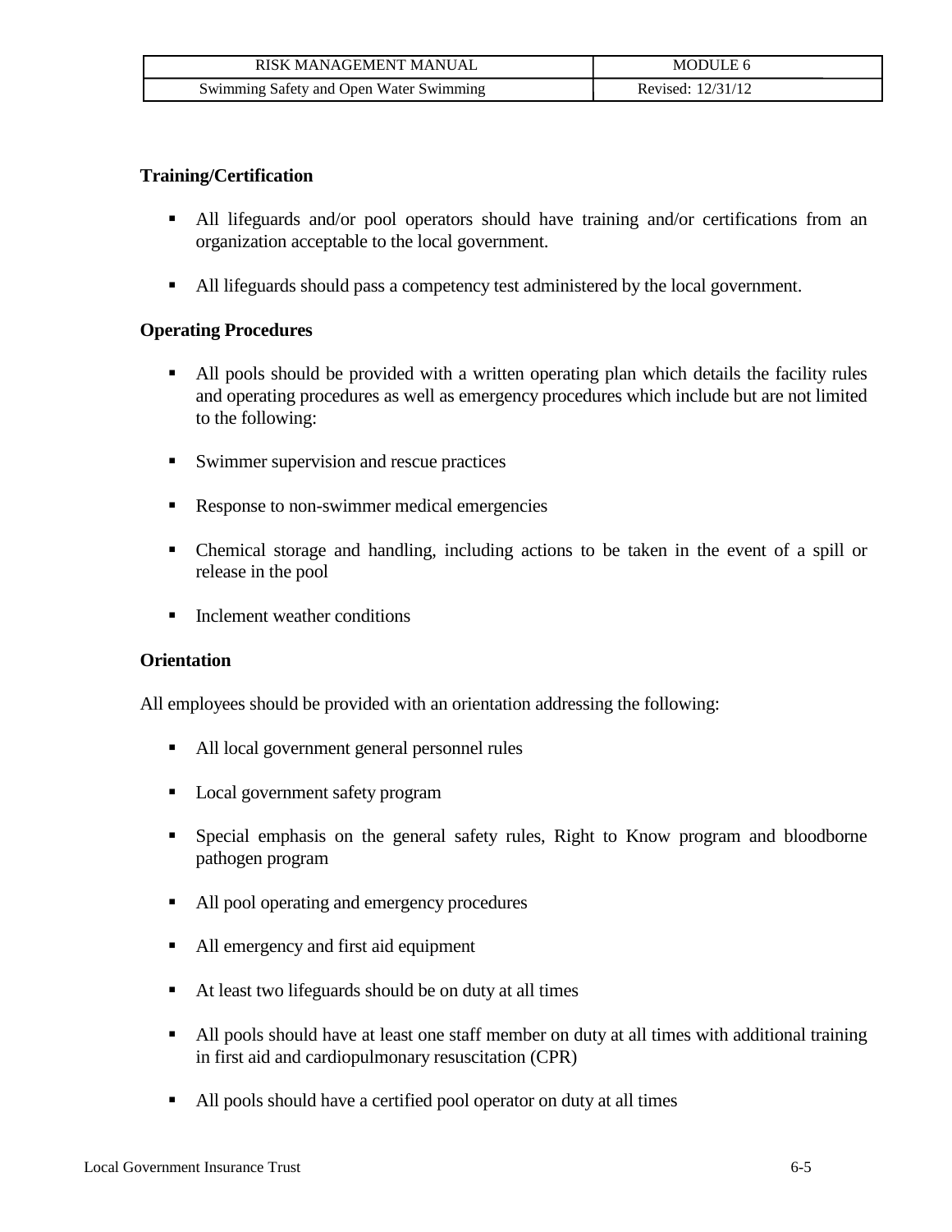### Training/Certification

- All lifeguards and/or pool operators should have training and/or certifications from an organization acceptable to the local government.
- All lifeguards should pass a competency test administered by the local government.

### Operating Procedures

- All pools should be provided with a written operating plan which details the facility rules and operating procedures as well as emergency procedures which include but are not limited to the following:
- Swimmer supervision and rescue practices
- Response to non-swimmer medical emergencies
- Chemical storage and handling, including actions to be taken in the event of a spill or release in the pool
- Inclement weather conditions

### Orientation

All employees should be provided with an orientation addressing the following:

- All local government general personnel rules
- Local government safety program
- Special emphasis on the general safety rules, Right to Know program and bloodborne pathogen program
- All pool operating and emergency procedures
- All emergency and first aid equipment
- At least two lifeguards should be on duty at all times
- All pools should have at least one staff member on duty at all times with additional training in first aid and cardiopulmonary resuscitation (CPR)
- All pools should have a certified pool operator on duty at all times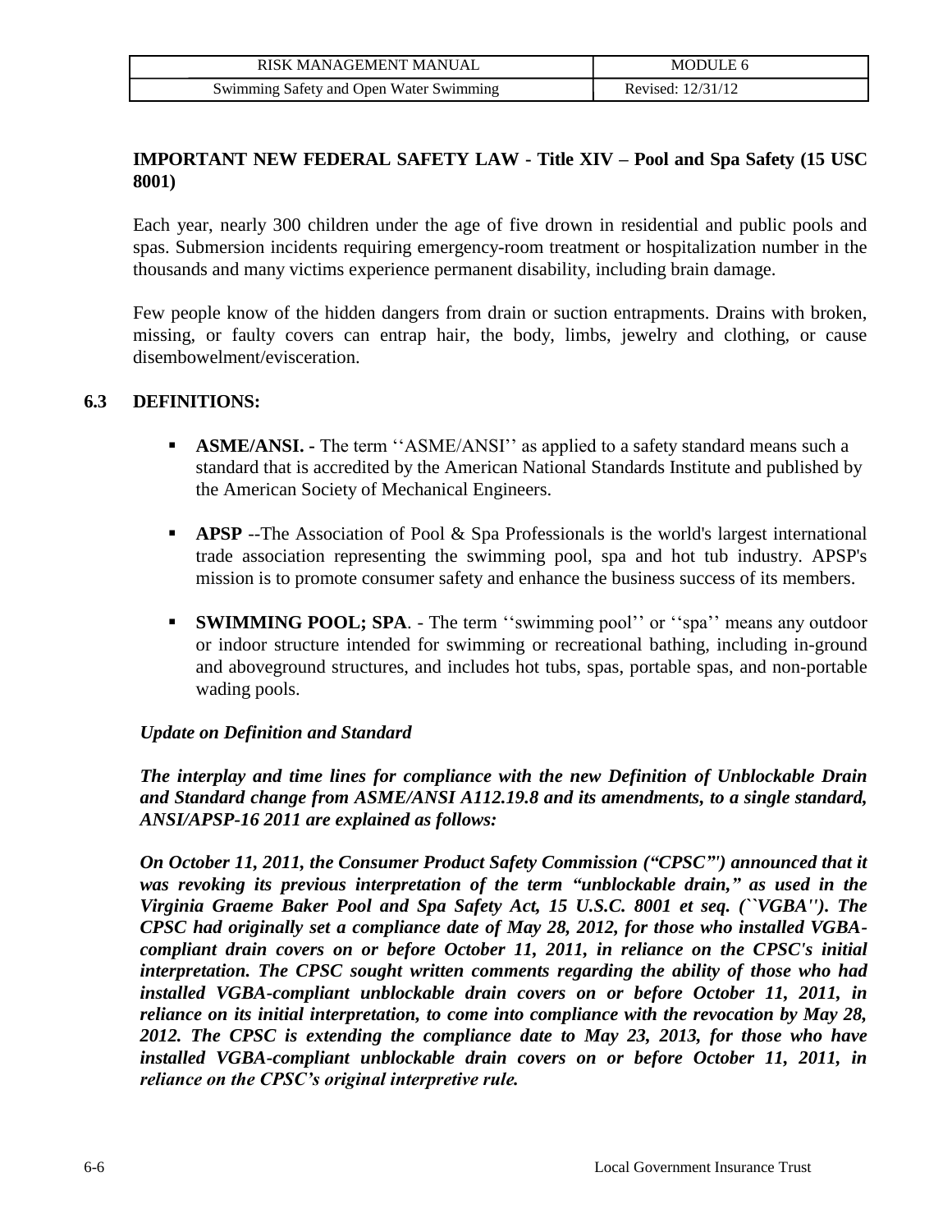**IMPORTANT NEW FEDERAL SAFETY LAW - Title XIV – Pool and Spa Safety (15 USC 8001)**

Each year, nearly 300 children under the age of five drown in residential and public pools and spas. Submersion incidents requiring emergency-room treatment or hospitalization number in the thousands and many victims experience permanent disability, including brain damage.

Few people know of the hidden dangers from drain or suction entrapments. Drains with broken, missing, or faulty covers can entrap hair, the body, limbs, jewelry and clothing, or cause disembowelment/evisceration.

## 6.3 DEFINITIONS:

- **ASME/ANSI. -** The term ''ASME/ANSI'' as applied to a safety standard means such a standard that is accredited by the American National Standards Institute and published by the American Society of Mechanical Engineers.
- **APSP** --The Association of Pool & Spa Professionals is the world's largest international trade association representing the swimming pool, spa and hot tub industry. APSP's mission is to promote consumer safety and enhance the business success of its members.
- **SWIMMING POOL; SPA**. - The term ''swimming pool'' or ''spa'' means any outdoor or indoor structure intended for swimming or recreational bathing, including in-ground and aboveground structures, and includes hot tubs, spas, portable spas, and non-portable wading pools.

***Update on Definition and Standard***

***The interplay and time lines for compliance with the new Definition of Unblockable Drain and Standard change from ASME/ANSI A112.19.8 and its amendments, to a single standard, ANSI/APSP-16 2011 are explained as follows:***

***On October 11, 2011, the Consumer Product Safety Commission ("CPSC"') announced that it was revoking its previous interpretation of the term "unblockable drain," as used in the Virginia Graeme Baker Pool and Spa Safety Act, 15 U.S.C. 8001 et seq. (``VGBA''). The CPSC had originally set a compliance date of May 28, 2012, for those who installed VGBA-compliant drain covers on or before October 11, 2011, in reliance on the CPSC's initial interpretation. The CPSC sought written comments regarding the ability of those who had installed VGBA-compliant unblockable drain covers on or before October 11, 2011, in reliance on its initial interpretation, to come into compliance with the revocation by May 28, 2012. The CPSC is extending the compliance date to May 23, 2013, for those who have installed VGBA-compliant unblockable drain covers on or before October 11, 2011, in reliance on the CPSC's original interpretive rule.***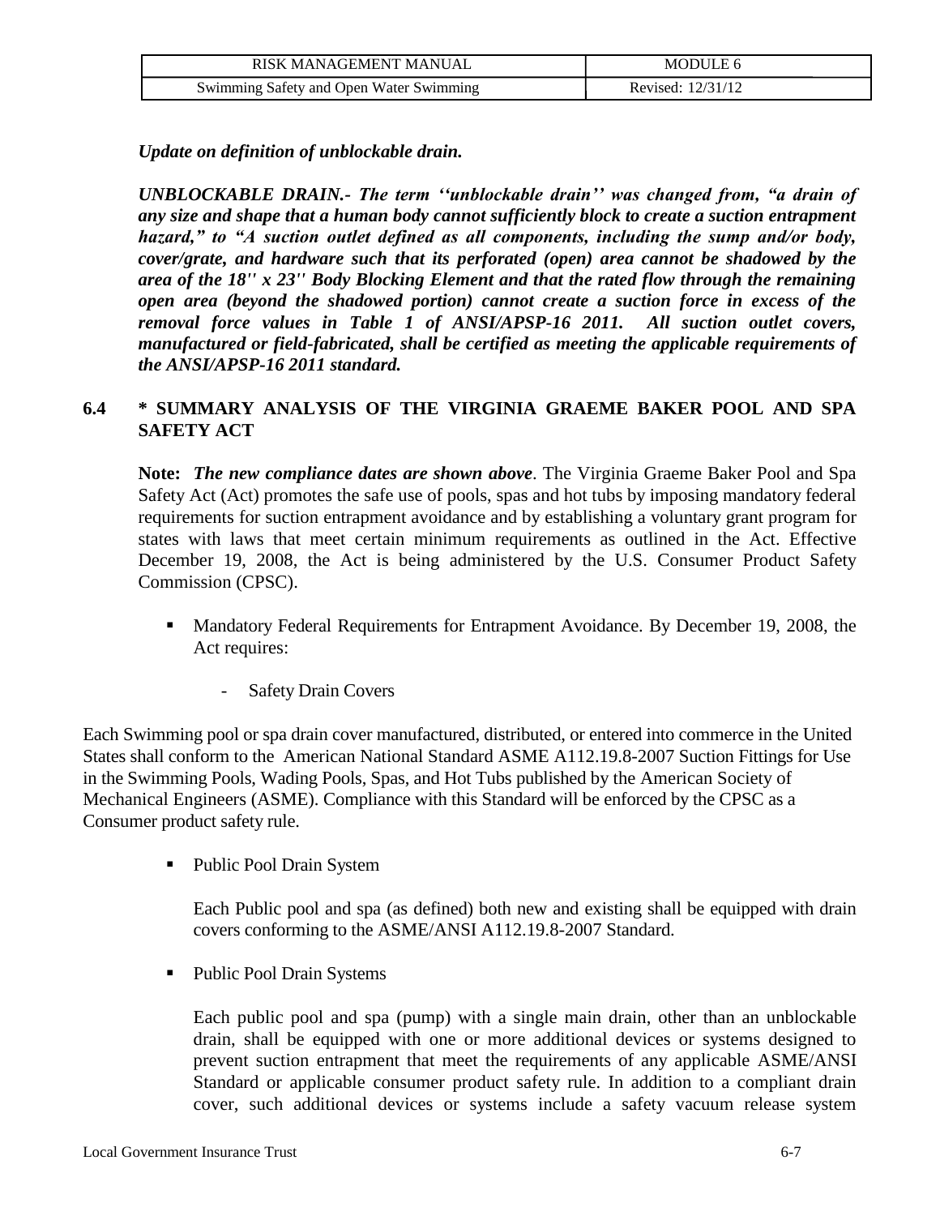***Update on definition of unblockable drain.***

***UNBLOCKABLE DRAIN.- The term ''unblockable drain'' was changed from, "a drain of any size and shape that a human body cannot sufficiently block to create a suction entrapment hazard," to "A suction outlet defined as all components, including the sump and/or body, cover/grate, and hardware such that its perforated (open) area cannot be shadowed by the area of the 18'' x 23'' Body Blocking Element and that the rated flow through the remaining open area (beyond the shadowed portion) cannot create a suction force in excess of the removal force values in Table 1 of ANSI/APSP-16 2011. All suction outlet covers, manufactured or field-fabricated, shall be certified as meeting the applicable requirements of the ANSI/APSP-16 2011 standard.***

## 6.4 * SUMMARY ANALYSIS OF THE VIRGINIA GRAEME BAKER POOL AND SPA SAFETY ACT

**Note:** ***The new compliance dates are shown above***. The Virginia Graeme Baker Pool and Spa Safety Act (Act) promotes the safe use of pools, spas and hot tubs by imposing mandatory federal requirements for suction entrapment avoidance and by establishing a voluntary grant program for states with laws that meet certain minimum requirements as outlined in the Act. Effective December 19, 2008, the Act is being administered by the U.S. Consumer Product Safety Commission (CPSC).

- Mandatory Federal Requirements for Entrapment Avoidance. By December 19, 2008, the Act requires:
    - Safety Drain Covers

Each Swimming pool or spa drain cover manufactured, distributed, or entered into commerce in the United States shall conform to the American National Standard ASME A112.19.8-2007 Suction Fittings for Use in the Swimming Pools, Wading Pools, Spas, and Hot Tubs published by the American Society of Mechanical Engineers (ASME). Compliance with this Standard will be enforced by the CPSC as a Consumer product safety rule.

- Public Pool Drain System

  Each Public pool and spa (as defined) both new and existing shall be equipped with drain covers conforming to the ASME/ANSI A112.19.8-2007 Standard.

- Public Pool Drain Systems

  Each public pool and spa (pump) with a single main drain, other than an unblockable drain, shall be equipped with one or more additional devices or systems designed to prevent suction entrapment that meet the requirements of any applicable ASME/ANSI Standard or applicable consumer product safety rule. In addition to a compliant drain cover, such additional devices or systems include a safety vacuum release system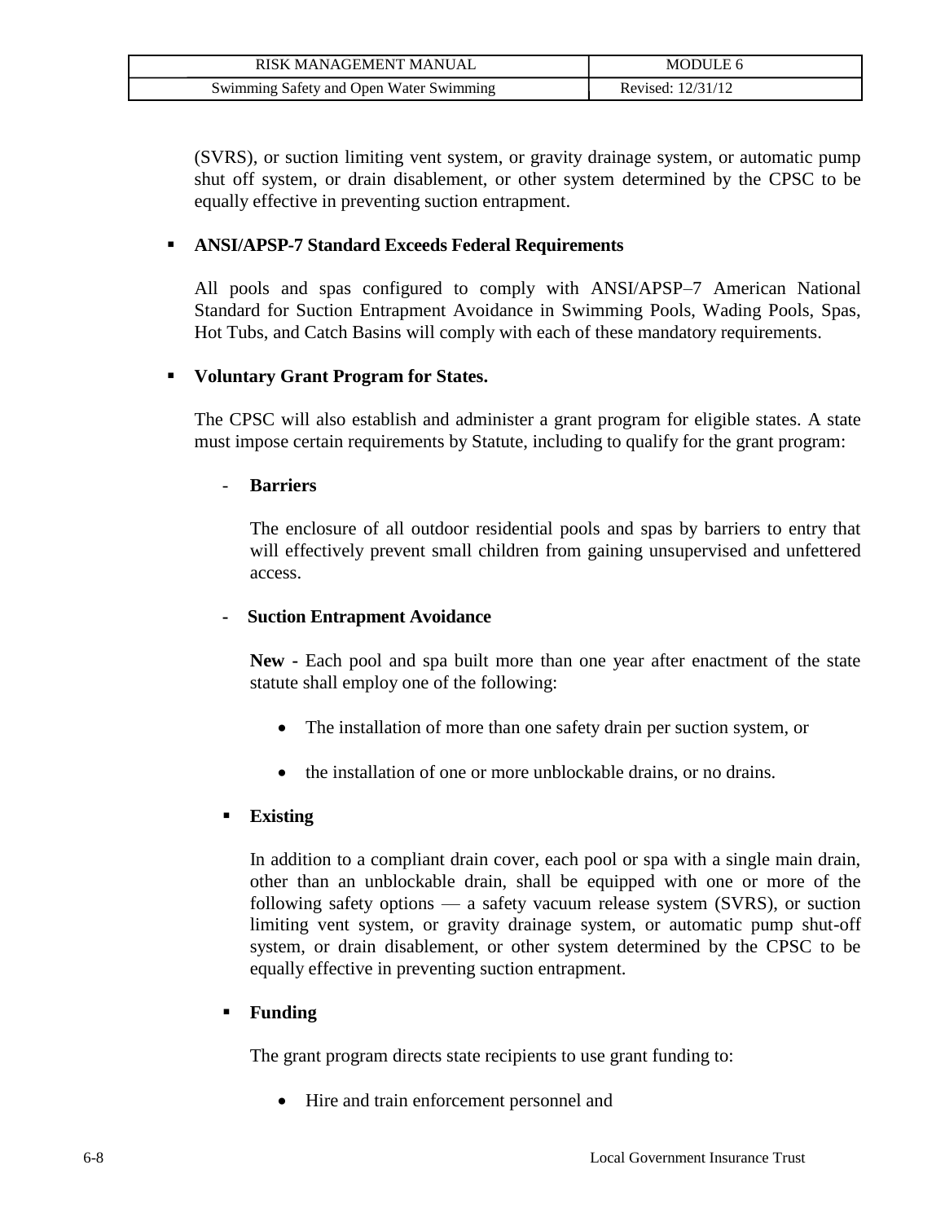(SVRS), or suction limiting vent system, or gravity drainage system, or automatic pump shut off system, or drain disablement, or other system determined by the CPSC to be equally effective in preventing suction entrapment.

- **ANSI/APSP-7 Standard Exceeds Federal Requirements**

  All pools and spas configured to comply with ANSI/APSP–7 American National Standard for Suction Entrapment Avoidance in Swimming Pools, Wading Pools, Spas, Hot Tubs, and Catch Basins will comply with each of these mandatory requirements.

- **Voluntary Grant Program for States.**

  The CPSC will also establish and administer a grant program for eligible states. A state must impose certain requirements by Statute, including to qualify for the grant program:

  - **Barriers**

    The enclosure of all outdoor residential pools and spas by barriers to entry that will effectively prevent small children from gaining unsupervised and unfettered access.

  - **Suction Entrapment Avoidance**

    **New -** Each pool and spa built more than one year after enactment of the state statute shall employ one of the following:

    - The installation of more than one safety drain per suction system, or
    - the installation of one or more unblockable drains, or no drains.

  - **Existing**

    In addition to a compliant drain cover, each pool or spa with a single main drain, other than an unblockable drain, shall be equipped with one or more of the following safety options — a safety vacuum release system (SVRS), or suction limiting vent system, or gravity drainage system, or automatic pump shut-off system, or drain disablement, or other system determined by the CPSC to be equally effective in preventing suction entrapment.

  - **Funding**

    The grant program directs state recipients to use grant funding to:

    - Hire and train enforcement personnel and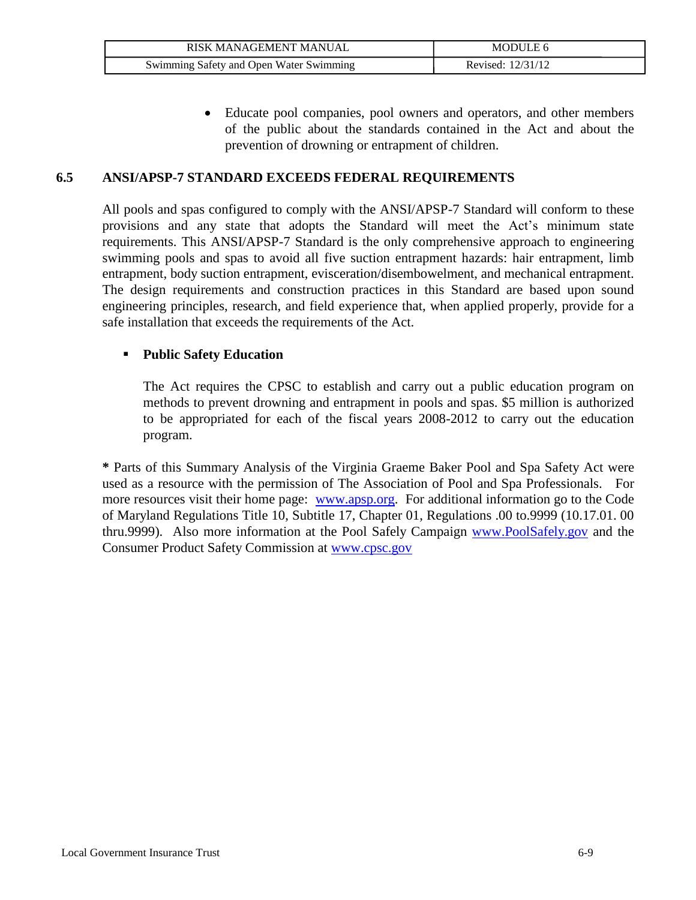- Educate pool companies, pool owners and operators, and other members of the public about the standards contained in the Act and about the prevention of drowning or entrapment of children.

## 6.5 ANSI/APSP-7 STANDARD EXCEEDS FEDERAL REQUIREMENTS

All pools and spas configured to comply with the ANSI/APSP-7 Standard will conform to these provisions and any state that adopts the Standard will meet the Act's minimum state requirements. This ANSI/APSP-7 Standard is the only comprehensive approach to engineering swimming pools and spas to avoid all five suction entrapment hazards: hair entrapment, limb entrapment, body suction entrapment, evisceration/disembowelment, and mechanical entrapment. The design requirements and construction practices in this Standard are based upon sound engineering principles, research, and field experience that, when applied properly, provide for a safe installation that exceeds the requirements of the Act.

- **Public Safety Education**

  The Act requires the CPSC to establish and carry out a public education program on methods to prevent drowning and entrapment in pools and spas. $5 million is authorized to be appropriated for each of the fiscal years 2008-2012 to carry out the education program.

**\*** Parts of this Summary Analysis of the Virginia Graeme Baker Pool and Spa Safety Act were used as a resource with the permission of The Association of Pool and Spa Professionals. For more resources visit their home page: [www.apsp.org](http://www.apsp.org). For additional information go to the Code of Maryland Regulations Title 10, Subtitle 17, Chapter 01, Regulations .00 to.9999 (10.17.01. 00 thru.9999). Also more information at the Pool Safely Campaign [www.PoolSafely.gov](http://www.PoolSafely.gov) and the Consumer Product Safety Commission at [www.cpsc.gov](http://www.cpsc.gov)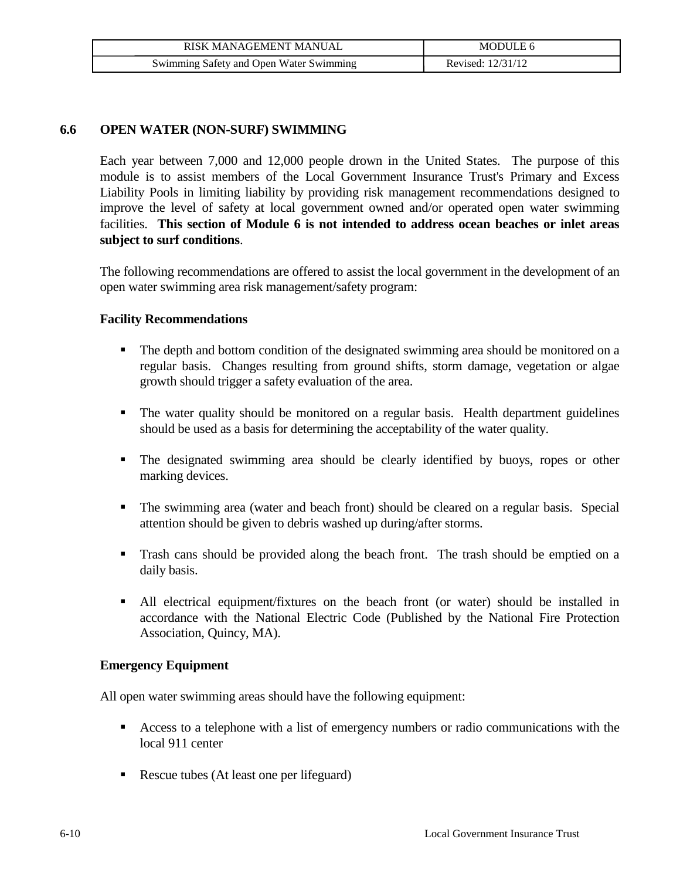## 6.6 OPEN WATER (NON-SURF) SWIMMING

Each year between 7,000 and 12,000 people drown in the United States. The purpose of this module is to assist members of the Local Government Insurance Trust's Primary and Excess Liability Pools in limiting liability by providing risk management recommendations designed to improve the level of safety at local government owned and/or operated open water swimming facilities. **This section of Module 6 is not intended to address ocean beaches or inlet areas subject to surf conditions**.

The following recommendations are offered to assist the local government in the development of an open water swimming area risk management/safety program:

### Facility Recommendations

- The depth and bottom condition of the designated swimming area should be monitored on a regular basis. Changes resulting from ground shifts, storm damage, vegetation or algae growth should trigger a safety evaluation of the area.
- The water quality should be monitored on a regular basis. Health department guidelines should be used as a basis for determining the acceptability of the water quality.
- The designated swimming area should be clearly identified by buoys, ropes or other marking devices.
- The swimming area (water and beach front) should be cleared on a regular basis. Special attention should be given to debris washed up during/after storms.
- Trash cans should be provided along the beach front. The trash should be emptied on a daily basis.
- All electrical equipment/fixtures on the beach front (or water) should be installed in accordance with the National Electric Code (Published by the National Fire Protection Association, Quincy, MA).

### Emergency Equipment

All open water swimming areas should have the following equipment:

- Access to a telephone with a list of emergency numbers or radio communications with the local 911 center
- Rescue tubes (At least one per lifeguard)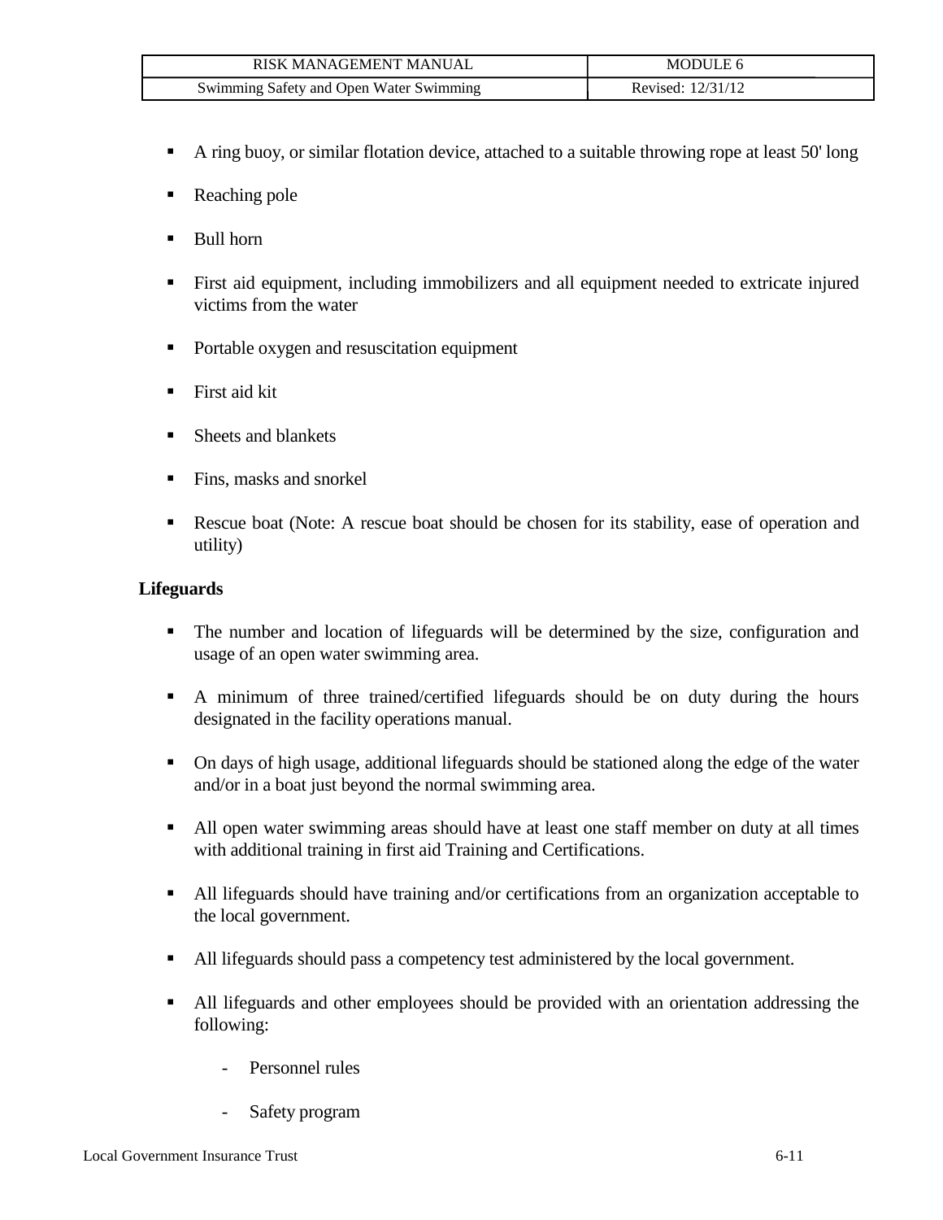- A ring buoy, or similar flotation device, attached to a suitable throwing rope at least 50' long
- Reaching pole
- Bull horn
- First aid equipment, including immobilizers and all equipment needed to extricate injured victims from the water
- Portable oxygen and resuscitation equipment
- First aid kit
- Sheets and blankets
- Fins, masks and snorkel
- Rescue boat (Note: A rescue boat should be chosen for its stability, ease of operation and utility)

**Lifeguards**

- The number and location of lifeguards will be determined by the size, configuration and usage of an open water swimming area.
- A minimum of three trained/certified lifeguards should be on duty during the hours designated in the facility operations manual.
- On days of high usage, additional lifeguards should be stationed along the edge of the water and/or in a boat just beyond the normal swimming area.
- All open water swimming areas should have at least one staff member on duty at all times with additional training in first aid Training and Certifications.
- All lifeguards should have training and/or certifications from an organization acceptable to the local government.
- All lifeguards should pass a competency test administered by the local government.
- All lifeguards and other employees should be provided with an orientation addressing the following:
  - Personnel rules
  - Safety program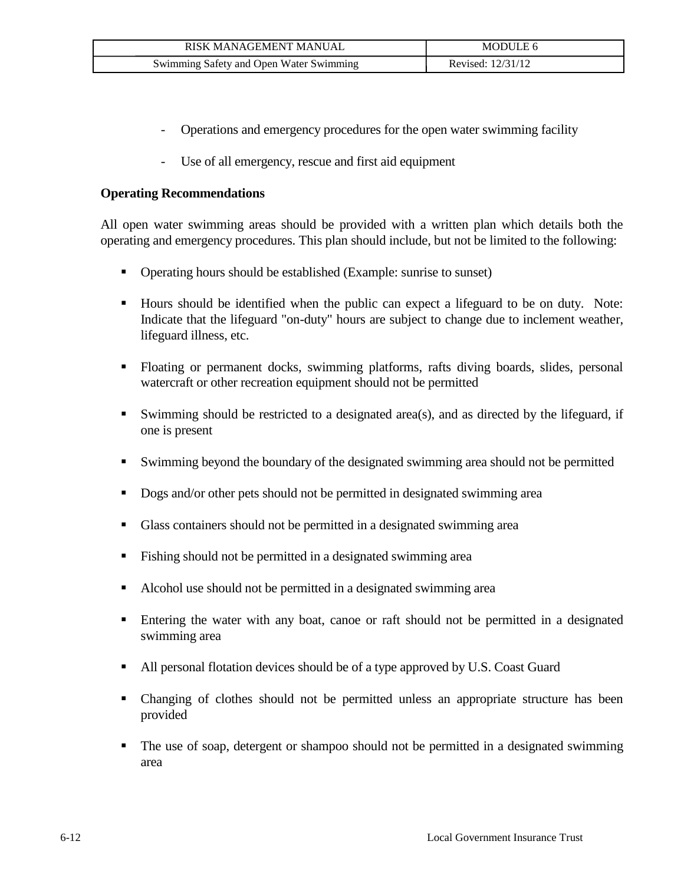- Operations and emergency procedures for the open water swimming facility

- Use of all emergency, rescue and first aid equipment

**Operating Recommendations**

All open water swimming areas should be provided with a written plan which details both the operating and emergency procedures. This plan should include, but not be limited to the following:

- Operating hours should be established (Example: sunrise to sunset)

- Hours should be identified when the public can expect a lifeguard to be on duty. Note: Indicate that the lifeguard "on-duty" hours are subject to change due to inclement weather, lifeguard illness, etc.

- Floating or permanent docks, swimming platforms, rafts diving boards, slides, personal watercraft or other recreation equipment should not be permitted

- Swimming should be restricted to a designated area(s), and as directed by the lifeguard, if one is present

- Swimming beyond the boundary of the designated swimming area should not be permitted

- Dogs and/or other pets should not be permitted in designated swimming area

- Glass containers should not be permitted in a designated swimming area

- Fishing should not be permitted in a designated swimming area

- Alcohol use should not be permitted in a designated swimming area

- Entering the water with any boat, canoe or raft should not be permitted in a designated swimming area

- All personal flotation devices should be of a type approved by U.S. Coast Guard

- Changing of clothes should not be permitted unless an appropriate structure has been provided

- The use of soap, detergent or shampoo should not be permitted in a designated swimming area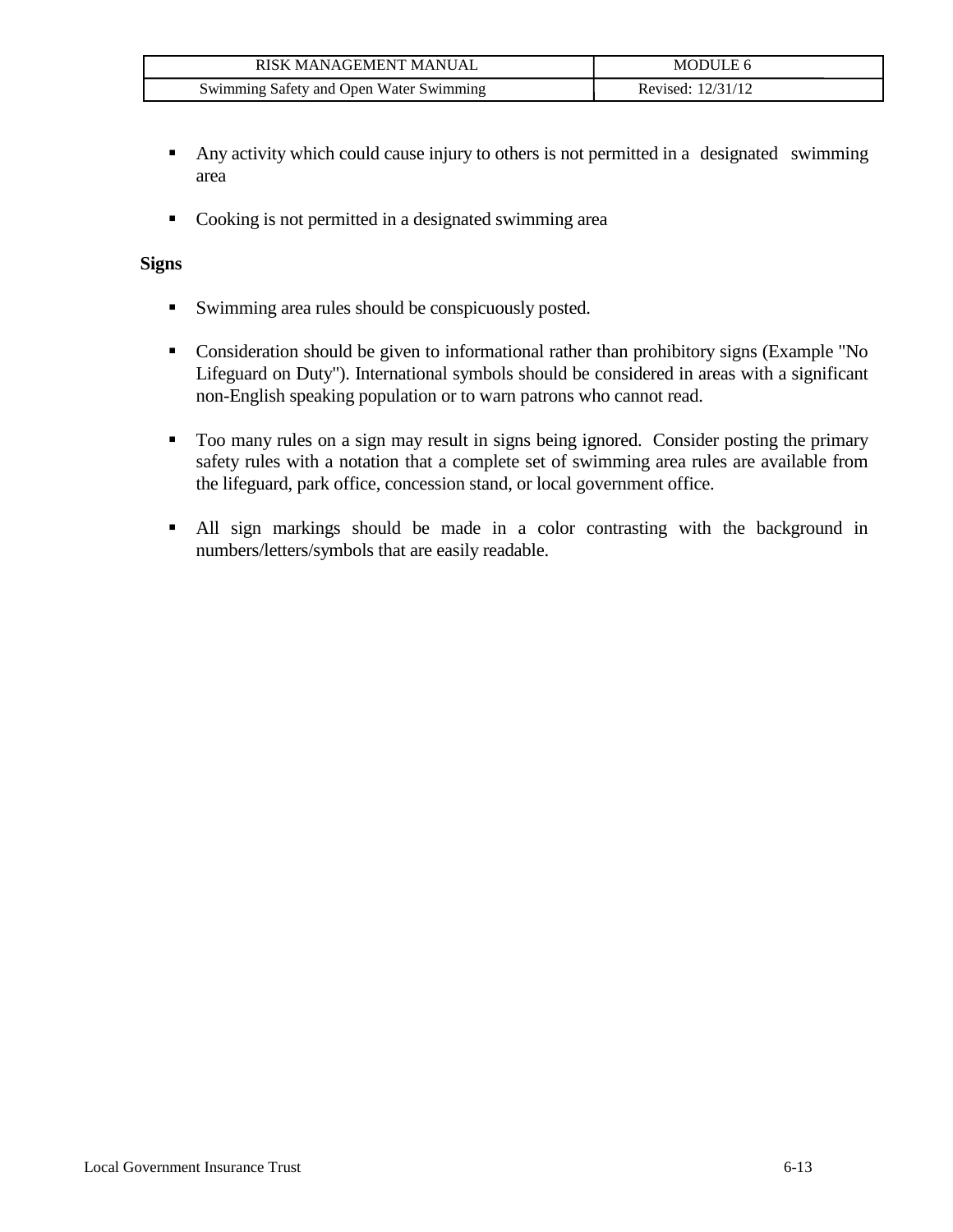- Any activity which could cause injury to others is not permitted in a designated swimming area

- Cooking is not permitted in a designated swimming area

**Signs**

- Swimming area rules should be conspicuously posted.

- Consideration should be given to informational rather than prohibitory signs (Example "No Lifeguard on Duty"). International symbols should be considered in areas with a significant non-English speaking population or to warn patrons who cannot read.

- Too many rules on a sign may result in signs being ignored. Consider posting the primary safety rules with a notation that a complete set of swimming area rules are available from the lifeguard, park office, concession stand, or local government office.

- All sign markings should be made in a color contrasting with the background in numbers/letters/symbols that are easily readable.